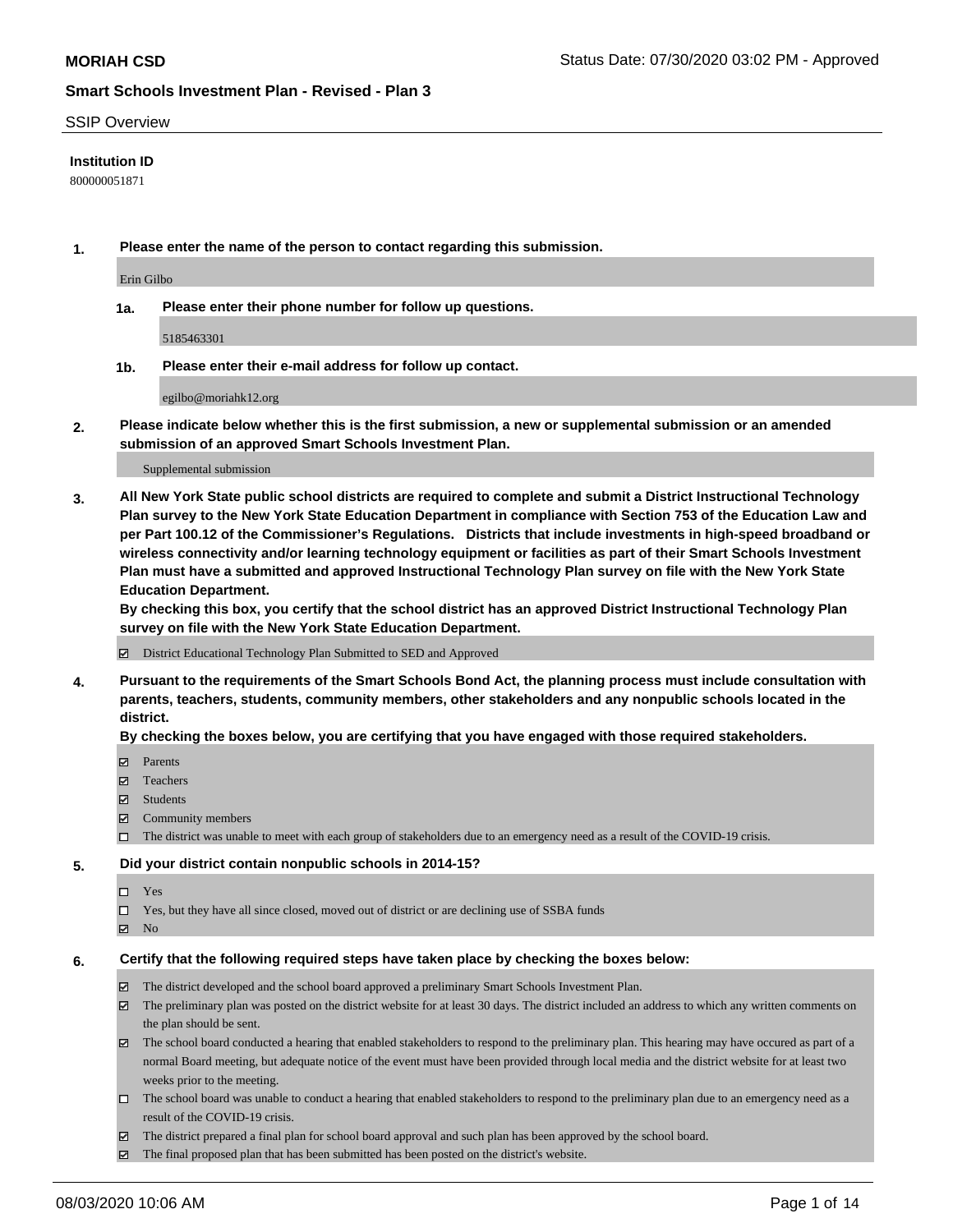**MORIAH CSD**

Status Date: 07/30/2020 03:02 PM - Approved

**Smart Schools Investment Plan - Revised - Plan 3**

SSIP Overview

**Institution ID**

800000051871

**1. Please enter the name of the person to contact regarding this submission.**

Erin Gilbo

**1a. Please enter their phone number for follow up questions.**

5185463301

**1b. Please enter their e-mail address for follow up contact.**

egilbo@moriahk12.org

**2. Please indicate below whether this is the first submission, a new or supplemental submission or an amended submission of an approved Smart Schools Investment Plan.**

Supplemental submission

**3. All New York State public school districts are required to complete and submit a District Instructional Technology Plan survey to the New York State Education Department in compliance with Section 753 of the Education Law and per Part 100.12 of the Commissioner's Regulations. Districts that include investments in high-speed broadband or wireless connectivity and/or learning technology equipment or facilities as part of their Smart Schools Investment Plan must have a submitted and approved Instructional Technology Plan survey on file with the New York State Education Department.**

**By checking this box, you certify that the school district has an approved District Instructional Technology Plan survey on file with the New York State Education Department.**

- [x] District Educational Technology Plan Submitted to SED and Approved

**4. Pursuant to the requirements of the Smart Schools Bond Act, the planning process must include consultation with parents, teachers, students, community members, other stakeholders and any nonpublic schools located in the district.**

**By checking the boxes below, you are certifying that you have engaged with those required stakeholders.**

- [x] Parents
- [x] Teachers
- [x] Students
- [x] Community members
- [ ] The district was unable to meet with each group of stakeholders due to an emergency need as a result of the COVID-19 crisis.

**5. Did your district contain nonpublic schools in 2014-15?**

- [ ] Yes
- [ ] Yes, but they have all since closed, moved out of district or are declining use of SSBA funds
- [x] No

**6. Certify that the following required steps have taken place by checking the boxes below:**

- [x] The district developed and the school board approved a preliminary Smart Schools Investment Plan.
- [x] The preliminary plan was posted on the district website for at least 30 days. The district included an address to which any written comments on the plan should be sent.
- [x] The school board conducted a hearing that enabled stakeholders to respond to the preliminary plan. This hearing may have occured as part of a normal Board meeting, but adequate notice of the event must have been provided through local media and the district website for at least two weeks prior to the meeting.
- [ ] The school board was unable to conduct a hearing that enabled stakeholders to respond to the preliminary plan due to an emergency need as a result of the COVID-19 crisis.
- [x] The district prepared a final plan for school board approval and such plan has been approved by the school board.
- [x] The final proposed plan that has been submitted has been posted on the district's website.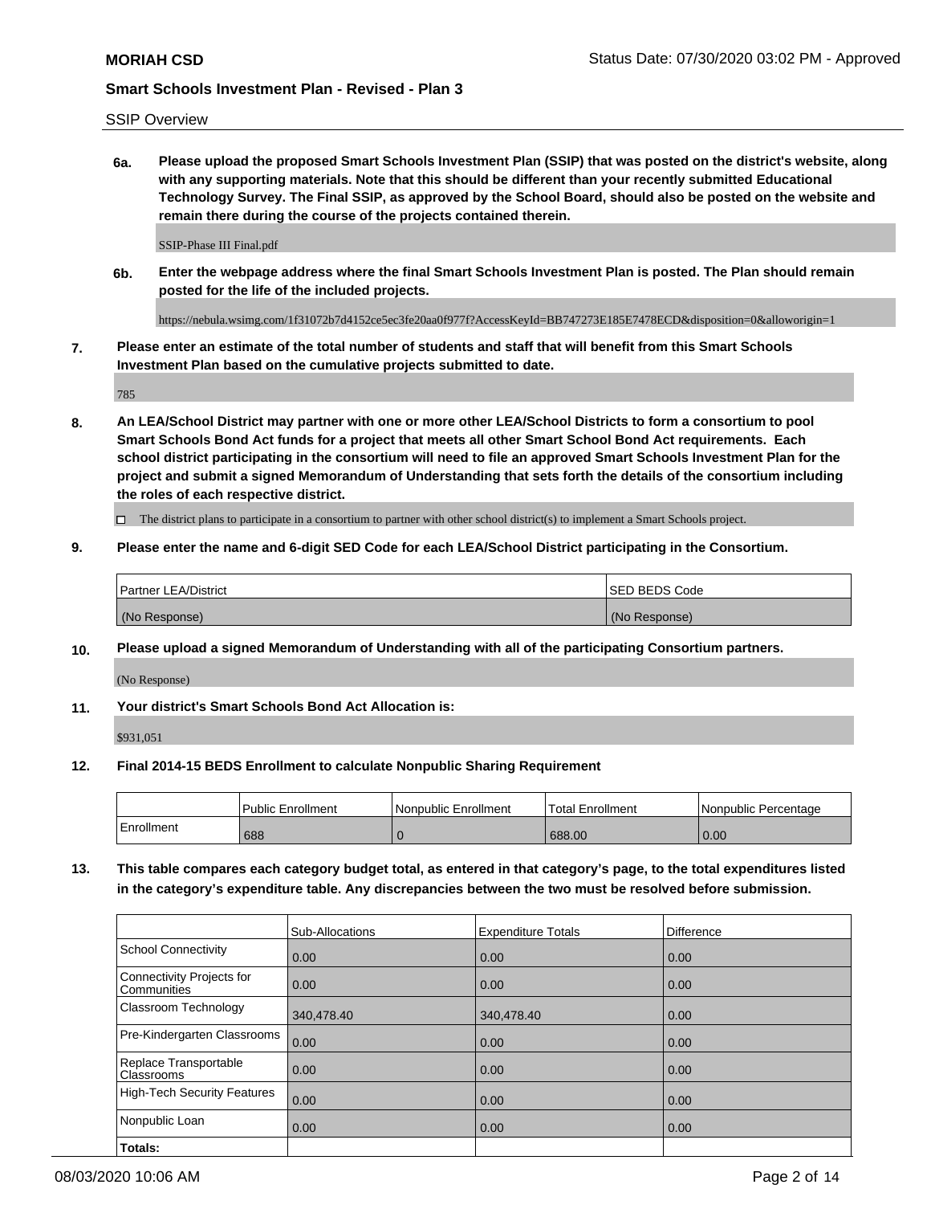SSIP Overview

**6a. Please upload the proposed Smart Schools Investment Plan (SSIP) that was posted on the district's website, along with any supporting materials. Note that this should be different than your recently submitted Educational Technology Survey. The Final SSIP, as approved by the School Board, should also be posted on the website and remain there during the course of the projects contained therein.**

SSIP-Phase III Final.pdf

**6b. Enter the webpage address where the final Smart Schools Investment Plan is posted. The Plan should remain posted for the life of the included projects.**

https://nebula.wsimg.com/1f31072b7d4152ce5ec3fe20aa0f977f?AccessKeyId=BB747273E185E7478ECD&disposition=0&alloworigin=1

**7. Please enter an estimate of the total number of students and staff that will benefit from this Smart Schools Investment Plan based on the cumulative projects submitted to date.**

785

**8. An LEA/School District may partner with one or more other LEA/School Districts to form a consortium to pool Smart Schools Bond Act funds for a project that meets all other Smart School Bond Act requirements. Each school district participating in the consortium will need to file an approved Smart Schools Investment Plan for the project and submit a signed Memorandum of Understanding that sets forth the details of the consortium including the roles of each respective district.**

☐ The district plans to participate in a consortium to partner with other school district(s) to implement a Smart Schools project.

**9. Please enter the name and 6-digit SED Code for each LEA/School District participating in the Consortium.**

| Partner LEA/District | SED BEDS Code |
|---|---|
| (No Response) | (No Response) |

**10. Please upload a signed Memorandum of Understanding with all of the participating Consortium partners.**

(No Response)

**11. Your district's Smart Schools Bond Act Allocation is:**

$931,051

**12. Final 2014-15 BEDS Enrollment to calculate Nonpublic Sharing Requirement**

| | Public Enrollment | Nonpublic Enrollment | Total Enrollment | Nonpublic Percentage |
|---|---|---|---|---|
| Enrollment | 688 | 0 | 688.00 | 0.00 |

**13. This table compares each category budget total, as entered in that category's page, to the total expenditures listed in the category's expenditure table. Any discrepancies between the two must be resolved before submission.**

| | Sub-Allocations | Expenditure Totals | Difference |
|---|---|---|---|
| School Connectivity | 0.00 | 0.00 | 0.00 |
| Connectivity Projects for Communities | 0.00 | 0.00 | 0.00 |
| Classroom Technology | 340,478.40 | 340,478.40 | 0.00 |
| Pre-Kindergarten Classrooms | 0.00 | 0.00 | 0.00 |
| Replace Transportable Classrooms | 0.00 | 0.00 | 0.00 |
| High-Tech Security Features | 0.00 | 0.00 | 0.00 |
| Nonpublic Loan | 0.00 | 0.00 | 0.00 |
| **Totals:** | | | |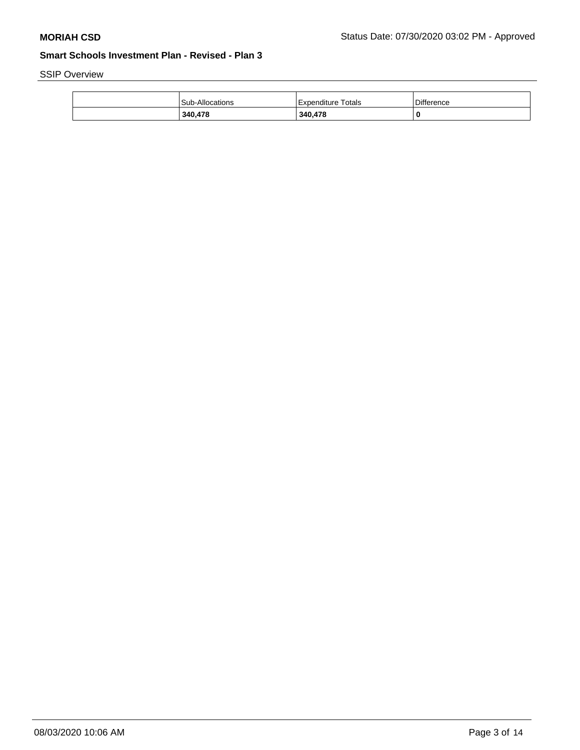SSIP Overview

| | Sub-Allocations | Expenditure Totals | Difference |
|---|---|---|---|
| | **340,478** | **340,478** | **0** |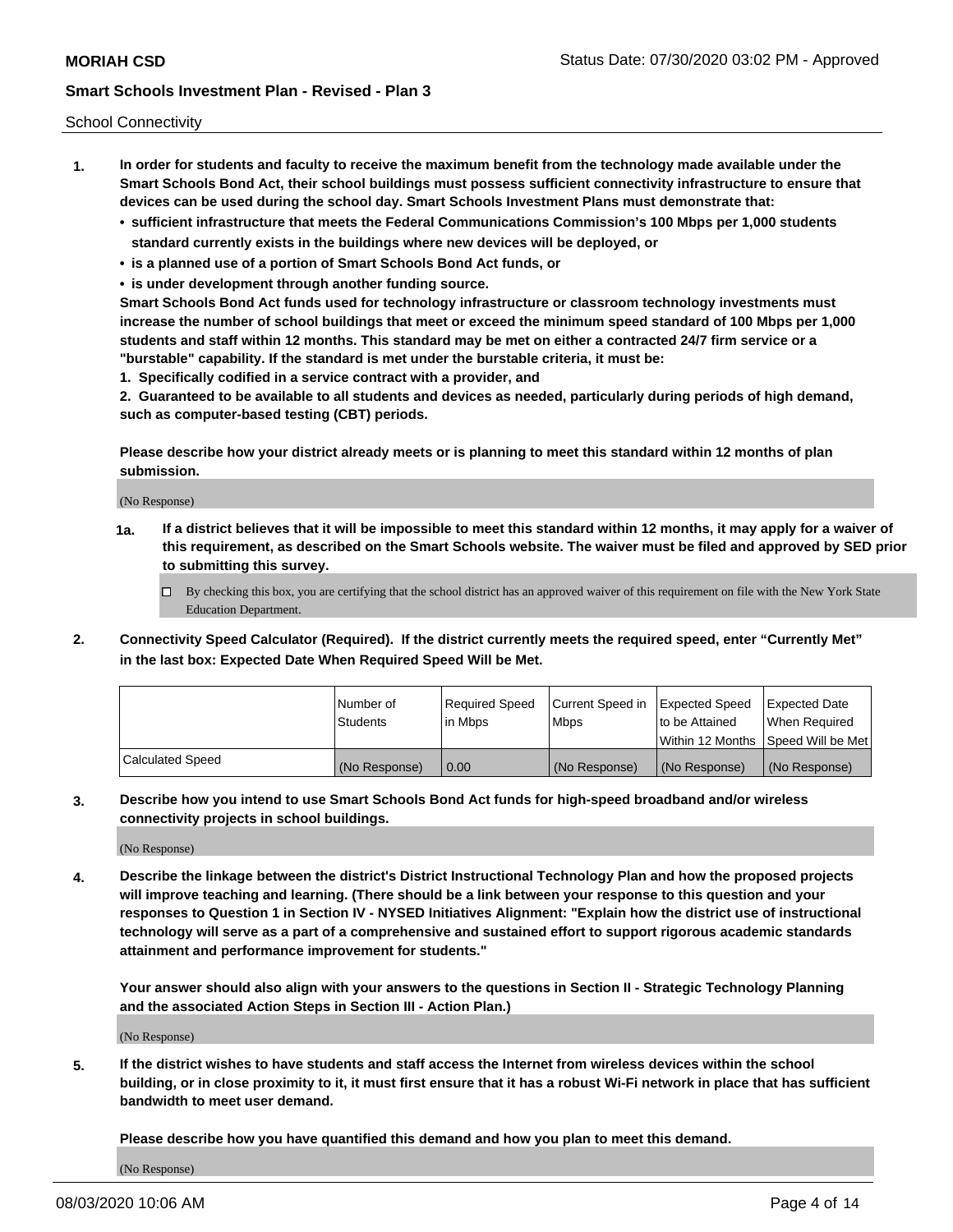School Connectivity

1. **In order for students and faculty to receive the maximum benefit from the technology made available under the Smart Schools Bond Act, their school buildings must possess sufficient connectivity infrastructure to ensure that devices can be used during the school day. Smart Schools Investment Plans must demonstrate that:**
   - **sufficient infrastructure that meets the Federal Communications Commission's 100 Mbps per 1,000 students standard currently exists in the buildings where new devices will be deployed, or**
   - **is a planned use of a portion of Smart Schools Bond Act funds, or**
   - **is under development through another funding source.**

   **Smart Schools Bond Act funds used for technology infrastructure or classroom technology investments must increase the number of school buildings that meet or exceed the minimum speed standard of 100 Mbps per 1,000 students and staff within 12 months. This standard may be met on either a contracted 24/7 firm service or a "burstable" capability. If the standard is met under the burstable criteria, it must be:**

   **1. Specifically codified in a service contract with a provider, and**

   **2. Guaranteed to be available to all students and devices as needed, particularly during periods of high demand, such as computer-based testing (CBT) periods.**

   **Please describe how your district already meets or is planning to meet this standard within 12 months of plan submission.**

   (No Response)

   **1a. If a district believes that it will be impossible to meet this standard within 12 months, it may apply for a waiver of this requirement, as described on the Smart Schools website. The waiver must be filed and approved by SED prior to submitting this survey.**

   ☐ By checking this box, you are certifying that the school district has an approved waiver of this requirement on file with the New York State Education Department.

2. **Connectivity Speed Calculator (Required). If the district currently meets the required speed, enter "Currently Met" in the last box: Expected Date When Required Speed Will be Met.**

| | Number of Students | Required Speed in Mbps | Current Speed in Mbps | Expected Speed to be Attained Within 12 Months | Expected Date When Required Speed Will be Met |
|---|---|---|---|---|---|
| Calculated Speed | (No Response) | 0.00 | (No Response) | (No Response) | (No Response) |

3. **Describe how you intend to use Smart Schools Bond Act funds for high-speed broadband and/or wireless connectivity projects in school buildings.**

   (No Response)

4. **Describe the linkage between the district's District Instructional Technology Plan and how the proposed projects will improve teaching and learning. (There should be a link between your response to this question and your responses to Question 1 in Section IV - NYSED Initiatives Alignment: "Explain how the district use of instructional technology will serve as a part of a comprehensive and sustained effort to support rigorous academic standards attainment and performance improvement for students."**

   **Your answer should also align with your answers to the questions in Section II - Strategic Technology Planning and the associated Action Steps in Section III - Action Plan.)**

   (No Response)

5. **If the district wishes to have students and staff access the Internet from wireless devices within the school building, or in close proximity to it, it must first ensure that it has a robust Wi-Fi network in place that has sufficient bandwidth to meet user demand.**

   **Please describe how you have quantified this demand and how you plan to meet this demand.**

   (No Response)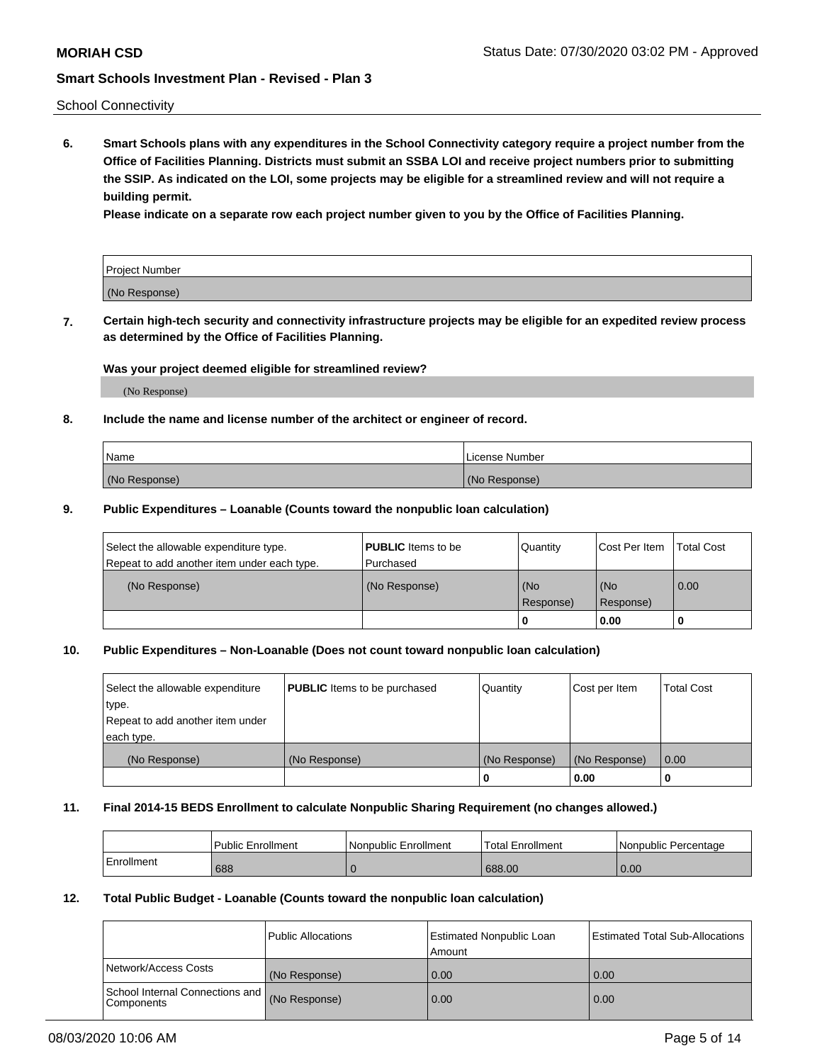School Connectivity

**6. Smart Schools plans with any expenditures in the School Connectivity category require a project number from the Office of Facilities Planning. Districts must submit an SSBA LOI and receive project numbers prior to submitting the SSIP. As indicated on the LOI, some projects may be eligible for a streamlined review and will not require a building permit.**

**Please indicate on a separate row each project number given to you by the Office of Facilities Planning.**

| Project Number |
|---|
| (No Response) |

**7. Certain high-tech security and connectivity infrastructure projects may be eligible for an expedited review process as determined by the Office of Facilities Planning.**

**Was your project deemed eligible for streamlined review?**

(No Response)

**8. Include the name and license number of the architect or engineer of record.**

| Name | License Number |
|---|---|
| (No Response) | (No Response) |

**9. Public Expenditures – Loanable (Counts toward the nonpublic loan calculation)**

| Select the allowable expenditure type. Repeat to add another item under each type. | **PUBLIC** Items to be Purchased | Quantity | Cost Per Item | Total Cost |
|---|---|---|---|---|
| (No Response) | (No Response) | (No Response) | (No Response) | 0.00 |
| | | 0 | 0.00 | 0 |

**10. Public Expenditures – Non-Loanable (Does not count toward nonpublic loan calculation)**

| Select the allowable expenditure type. Repeat to add another item under each type. | **PUBLIC** Items to be purchased | Quantity | Cost per Item | Total Cost |
|---|---|---|---|---|
| (No Response) | (No Response) | (No Response) | (No Response) | 0.00 |
| | | 0 | 0.00 | 0 |

**11. Final 2014-15 BEDS Enrollment to calculate Nonpublic Sharing Requirement (no changes allowed.)**

| | Public Enrollment | Nonpublic Enrollment | Total Enrollment | Nonpublic Percentage |
|---|---|---|---|---|
| Enrollment | 688 | 0 | 688.00 | 0.00 |

**12. Total Public Budget - Loanable (Counts toward the nonpublic loan calculation)**

| | Public Allocations | Estimated Nonpublic Loan Amount | Estimated Total Sub-Allocations |
|---|---|---|---|
| Network/Access Costs | (No Response) | 0.00 | 0.00 |
| School Internal Connections and Components | (No Response) | 0.00 | 0.00 |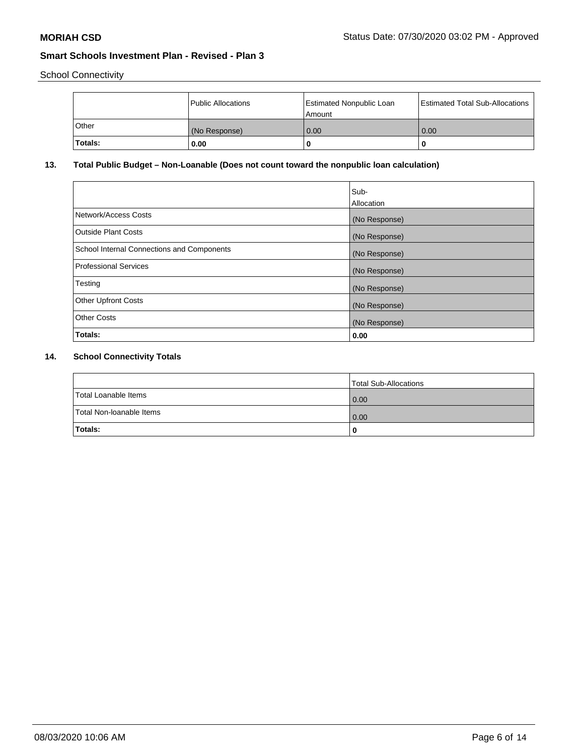School Connectivity

| | Public Allocations | Estimated Nonpublic Loan Amount | Estimated Total Sub-Allocations |
|---|---|---|---|
| Other | (No Response) | 0.00 | 0.00 |
| **Totals:** | **0.00** | **0** | **0** |

## 13. Total Public Budget – Non-Loanable (Does not count toward the nonpublic loan calculation)

| | Sub-Allocation |
|---|---|
| Network/Access Costs | (No Response) |
| Outside Plant Costs | (No Response) |
| School Internal Connections and Components | (No Response) |
| Professional Services | (No Response) |
| Testing | (No Response) |
| Other Upfront Costs | (No Response) |
| Other Costs | (No Response) |
| **Totals:** | **0.00** |

## 14. School Connectivity Totals

| | Total Sub-Allocations |
|---|---|
| Total Loanable Items | 0.00 |
| Total Non-loanable Items | 0.00 |
| **Totals:** | **0** |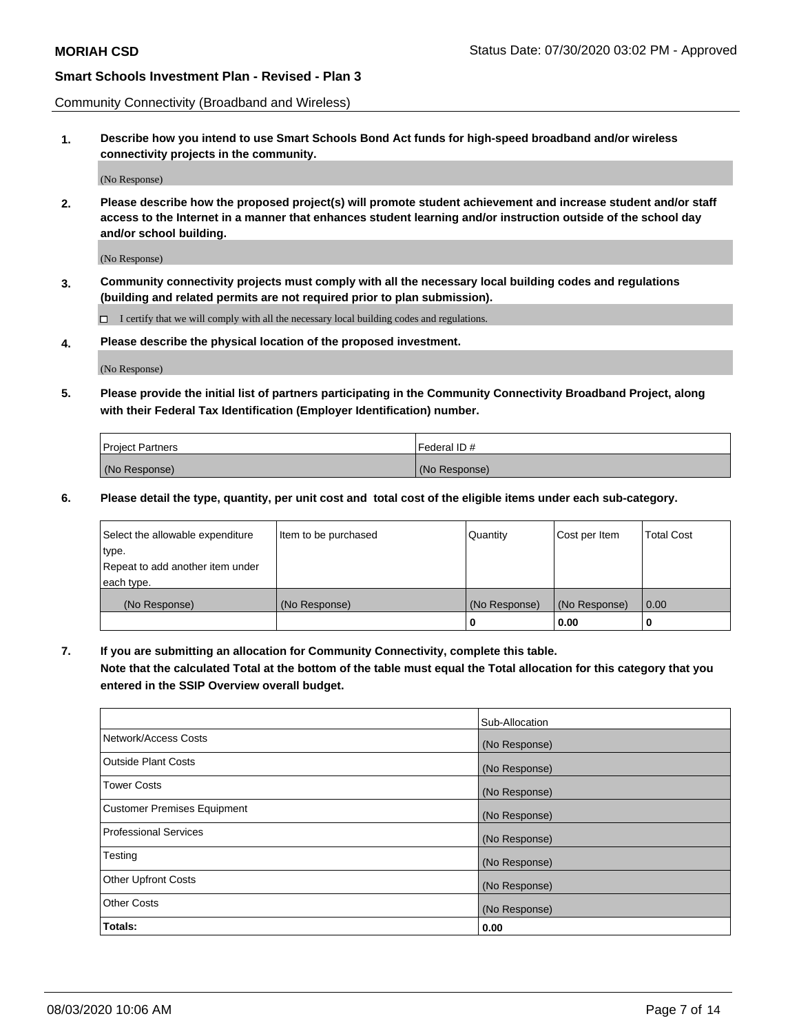Community Connectivity (Broadband and Wireless)

**1. Describe how you intend to use Smart Schools Bond Act funds for high-speed broadband and/or wireless connectivity projects in the community.**

(No Response)

**2. Please describe how the proposed project(s) will promote student achievement and increase student and/or staff access to the Internet in a manner that enhances student learning and/or instruction outside of the school day and/or school building.**

(No Response)

**3. Community connectivity projects must comply with all the necessary local building codes and regulations (building and related permits are not required prior to plan submission).**

☐ I certify that we will comply with all the necessary local building codes and regulations.

**4. Please describe the physical location of the proposed investment.**

(No Response)

**5. Please provide the initial list of partners participating in the Community Connectivity Broadband Project, along with their Federal Tax Identification (Employer Identification) number.**

| Project Partners | Federal ID # |
|---|---|
| (No Response) | (No Response) |

**6. Please detail the type, quantity, per unit cost and total cost of the eligible items under each sub-category.**

| Select the allowable expenditure type. Repeat to add another item under each type. | Item to be purchased | Quantity | Cost per Item | Total Cost |
|---|---|---|---|---|
| (No Response) | (No Response) | (No Response) | (No Response) | 0.00 |
| | | 0 | 0.00 | 0 |

**7. If you are submitting an allocation for Community Connectivity, complete this table. Note that the calculated Total at the bottom of the table must equal the Total allocation for this category that you entered in the SSIP Overview overall budget.**

| | Sub-Allocation |
|---|---|
| Network/Access Costs | (No Response) |
| Outside Plant Costs | (No Response) |
| Tower Costs | (No Response) |
| Customer Premises Equipment | (No Response) |
| Professional Services | (No Response) |
| Testing | (No Response) |
| Other Upfront Costs | (No Response) |
| Other Costs | (No Response) |
| **Totals:** | **0.00** |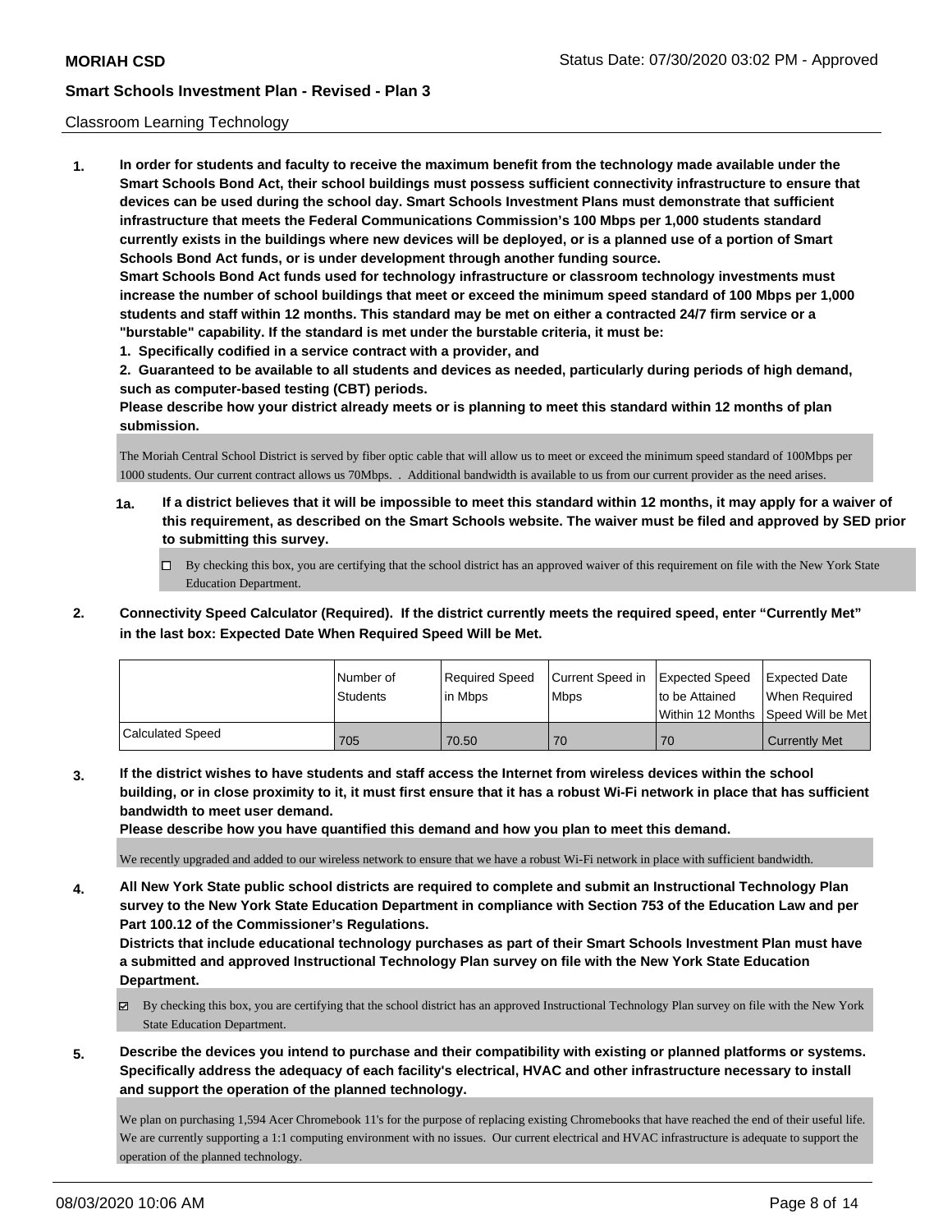## Classroom Learning Technology

**1. In order for students and faculty to receive the maximum benefit from the technology made available under the Smart Schools Bond Act, their school buildings must possess sufficient connectivity infrastructure to ensure that devices can be used during the school day. Smart Schools Investment Plans must demonstrate that sufficient infrastructure that meets the Federal Communications Commission's 100 Mbps per 1,000 students standard currently exists in the buildings where new devices will be deployed, or is a planned use of a portion of Smart Schools Bond Act funds, or is under development through another funding source.**

**Smart Schools Bond Act funds used for technology infrastructure or classroom technology investments must increase the number of school buildings that meet or exceed the minimum speed standard of 100 Mbps per 1,000 students and staff within 12 months. This standard may be met on either a contracted 24/7 firm service or a "burstable" capability. If the standard is met under the burstable criteria, it must be:**

**1. Specifically codified in a service contract with a provider, and**

**2. Guaranteed to be available to all students and devices as needed, particularly during periods of high demand, such as computer-based testing (CBT) periods.**

**Please describe how your district already meets or is planning to meet this standard within 12 months of plan submission.**

The Moriah Central School District is served by fiber optic cable that will allow us to meet or exceed the minimum speed standard of 100Mbps per 1000 students. Our current contract allows us 70Mbps. . Additional bandwidth is available to us from our current provider as the need arises.

**1a. If a district believes that it will be impossible to meet this standard within 12 months, it may apply for a waiver of this requirement, as described on the Smart Schools website. The waiver must be filed and approved by SED prior to submitting this survey.**

☐ By checking this box, you are certifying that the school district has an approved waiver of this requirement on file with the New York State Education Department.

**2. Connectivity Speed Calculator (Required). If the district currently meets the required speed, enter "Currently Met" in the last box: Expected Date When Required Speed Will be Met.**

| | Number of Students | Required Speed in Mbps | Current Speed in Mbps | Expected Speed to be Attained Within 12 Months | Expected Date When Required Speed Will be Met |
|---|---|---|---|---|---|
| Calculated Speed | 705 | 70.50 | 70 | 70 | Currently Met |

**3. If the district wishes to have students and staff access the Internet from wireless devices within the school building, or in close proximity to it, it must first ensure that it has a robust Wi-Fi network in place that has sufficient bandwidth to meet user demand.**

**Please describe how you have quantified this demand and how you plan to meet this demand.**

We recently upgraded and added to our wireless network to ensure that we have a robust Wi-Fi network in place with sufficient bandwidth.

**4. All New York State public school districts are required to complete and submit an Instructional Technology Plan survey to the New York State Education Department in compliance with Section 753 of the Education Law and per Part 100.12 of the Commissioner's Regulations.**

**Districts that include educational technology purchases as part of their Smart Schools Investment Plan must have a submitted and approved Instructional Technology Plan survey on file with the New York State Education Department.**

☑ By checking this box, you are certifying that the school district has an approved Instructional Technology Plan survey on file with the New York State Education Department.

**5. Describe the devices you intend to purchase and their compatibility with existing or planned platforms or systems. Specifically address the adequacy of each facility's electrical, HVAC and other infrastructure necessary to install and support the operation of the planned technology.**

We plan on purchasing 1,594 Acer Chromebook 11's for the purpose of replacing existing Chromebooks that have reached the end of their useful life. We are currently supporting a 1:1 computing environment with no issues. Our current electrical and HVAC infrastructure is adequate to support the operation of the planned technology.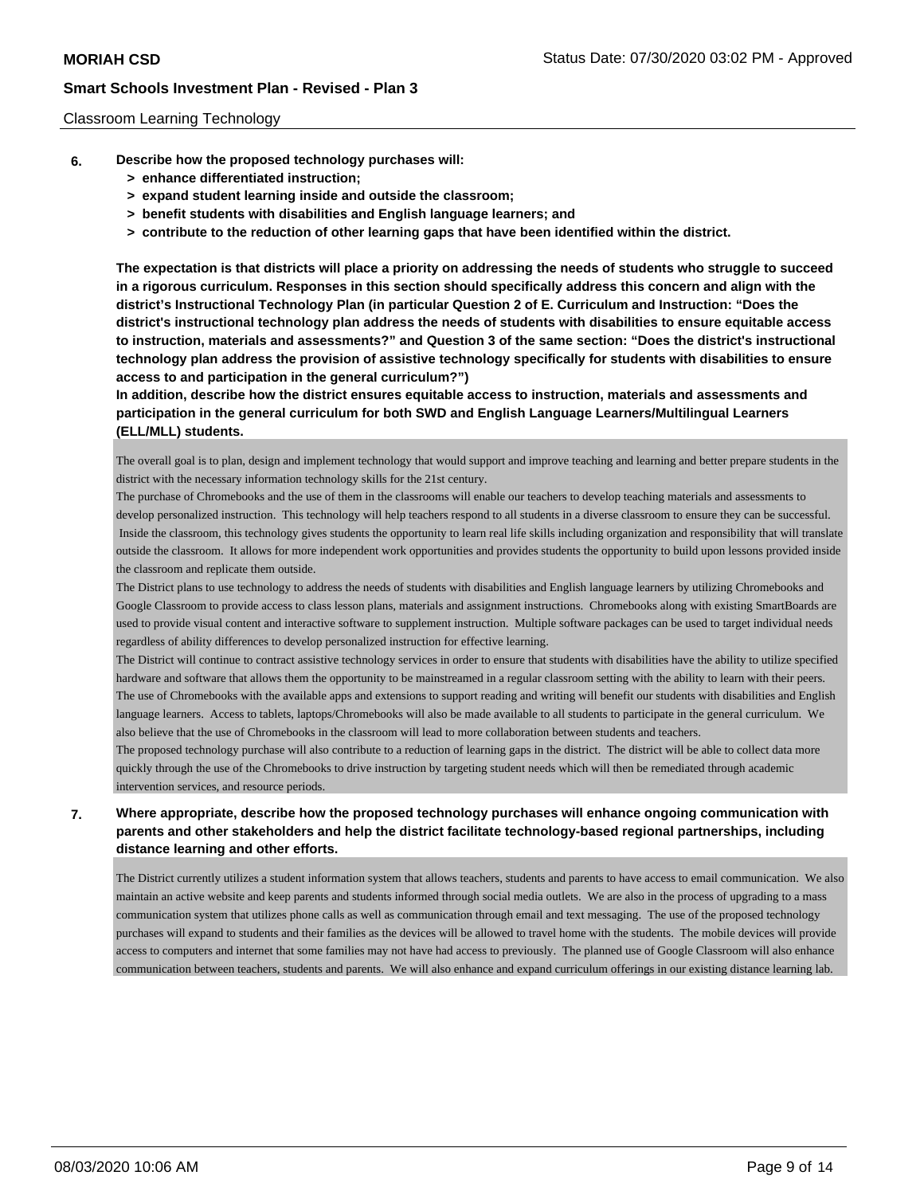Classroom Learning Technology

**6. Describe how the proposed technology purchases will:**

- **> enhance differentiated instruction;**
- **> expand student learning inside and outside the classroom;**
- **> benefit students with disabilities and English language learners; and**
- **> contribute to the reduction of other learning gaps that have been identified within the district.**

**The expectation is that districts will place a priority on addressing the needs of students who struggle to succeed in a rigorous curriculum. Responses in this section should specifically address this concern and align with the district's Instructional Technology Plan (in particular Question 2 of E. Curriculum and Instruction: "Does the district's instructional technology plan address the needs of students with disabilities to ensure equitable access to instruction, materials and assessments?" and Question 3 of the same section: "Does the district's instructional technology plan address the provision of assistive technology specifically for students with disabilities to ensure access to and participation in the general curriculum?")**

**In addition, describe how the district ensures equitable access to instruction, materials and assessments and participation in the general curriculum for both SWD and English Language Learners/Multilingual Learners (ELL/MLL) students.**

The overall goal is to plan, design and implement technology that would support and improve teaching and learning and better prepare students in the district with the necessary information technology skills for the 21st century.

The purchase of Chromebooks and the use of them in the classrooms will enable our teachers to develop teaching materials and assessments to develop personalized instruction. This technology will help teachers respond to all students in a diverse classroom to ensure they can be successful. Inside the classroom, this technology gives students the opportunity to learn real life skills including organization and responsibility that will translate outside the classroom. It allows for more independent work opportunities and provides students the opportunity to build upon lessons provided inside the classroom and replicate them outside.

The District plans to use technology to address the needs of students with disabilities and English language learners by utilizing Chromebooks and Google Classroom to provide access to class lesson plans, materials and assignment instructions. Chromebooks along with existing SmartBoards are used to provide visual content and interactive software to supplement instruction. Multiple software packages can be used to target individual needs regardless of ability differences to develop personalized instruction for effective learning.

The District will continue to contract assistive technology services in order to ensure that students with disabilities have the ability to utilize specified hardware and software that allows them the opportunity to be mainstreamed in a regular classroom setting with the ability to learn with their peers.

The use of Chromebooks with the available apps and extensions to support reading and writing will benefit our students with disabilities and English language learners. Access to tablets, laptops/Chromebooks will also be made available to all students to participate in the general curriculum. We also believe that the use of Chromebooks in the classroom will lead to more collaboration between students and teachers.

The proposed technology purchase will also contribute to a reduction of learning gaps in the district. The district will be able to collect data more quickly through the use of the Chromebooks to drive instruction by targeting student needs which will then be remediated through academic intervention services, and resource periods.

**7. Where appropriate, describe how the proposed technology purchases will enhance ongoing communication with parents and other stakeholders and help the district facilitate technology-based regional partnerships, including distance learning and other efforts.**

The District currently utilizes a student information system that allows teachers, students and parents to have access to email communication. We also maintain an active website and keep parents and students informed through social media outlets. We are also in the process of upgrading to a mass communication system that utilizes phone calls as well as communication through email and text messaging. The use of the proposed technology purchases will expand to students and their families as the devices will be allowed to travel home with the students. The mobile devices will provide access to computers and internet that some families may not have had access to previously. The planned use of Google Classroom will also enhance communication between teachers, students and parents. We will also enhance and expand curriculum offerings in our existing distance learning lab.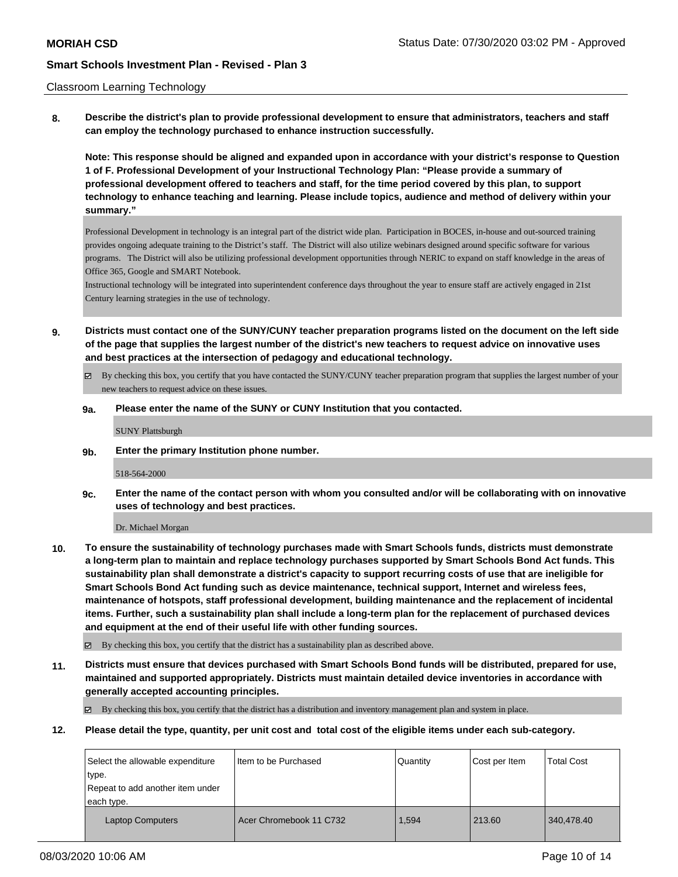Classroom Learning Technology

**8. Describe the district's plan to provide professional development to ensure that administrators, teachers and staff can employ the technology purchased to enhance instruction successfully.**

**Note: This response should be aligned and expanded upon in accordance with your district's response to Question 1 of F. Professional Development of your Instructional Technology Plan: "Please provide a summary of professional development offered to teachers and staff, for the time period covered by this plan, to support technology to enhance teaching and learning. Please include topics, audience and method of delivery within your summary."**

Professional Development in technology is an integral part of the district wide plan. Participation in BOCES, in-house and out-sourced training provides ongoing adequate training to the District's staff. The District will also utilize webinars designed around specific software for various programs. The District will also be utilizing professional development opportunities through NERIC to expand on staff knowledge in the areas of Office 365, Google and SMART Notebook.

Instructional technology will be integrated into superintendent conference days throughout the year to ensure staff are actively engaged in 21st Century learning strategies in the use of technology.

**9. Districts must contact one of the SUNY/CUNY teacher preparation programs listed on the document on the left side of the page that supplies the largest number of the district's new teachers to request advice on innovative uses and best practices at the intersection of pedagogy and educational technology.**

☑ By checking this box, you certify that you have contacted the SUNY/CUNY teacher preparation program that supplies the largest number of your new teachers to request advice on these issues.

**9a. Please enter the name of the SUNY or CUNY Institution that you contacted.**

SUNY Plattsburgh

**9b. Enter the primary Institution phone number.**

518-564-2000

**9c. Enter the name of the contact person with whom you consulted and/or will be collaborating with on innovative uses of technology and best practices.**

Dr. Michael Morgan

**10. To ensure the sustainability of technology purchases made with Smart Schools funds, districts must demonstrate a long-term plan to maintain and replace technology purchases supported by Smart Schools Bond Act funds. This sustainability plan shall demonstrate a district's capacity to support recurring costs of use that are ineligible for Smart Schools Bond Act funding such as device maintenance, technical support, Internet and wireless fees, maintenance of hotspots, staff professional development, building maintenance and the replacement of incidental items. Further, such a sustainability plan shall include a long-term plan for the replacement of purchased devices and equipment at the end of their useful life with other funding sources.**

☑ By checking this box, you certify that the district has a sustainability plan as described above.

**11. Districts must ensure that devices purchased with Smart Schools Bond funds will be distributed, prepared for use, maintained and supported appropriately. Districts must maintain detailed device inventories in accordance with generally accepted accounting principles.**

☑ By checking this box, you certify that the district has a distribution and inventory management plan and system in place.

**12. Please detail the type, quantity, per unit cost and total cost of the eligible items under each sub-category.**

| Select the allowable expenditure type. Repeat to add another item under each type. | Item to be Purchased | Quantity | Cost per Item | Total Cost |
|---|---|---|---|---|
| Laptop Computers | Acer Chromebook 11 C732 | 1,594 | 213.60 | 340,478.40 |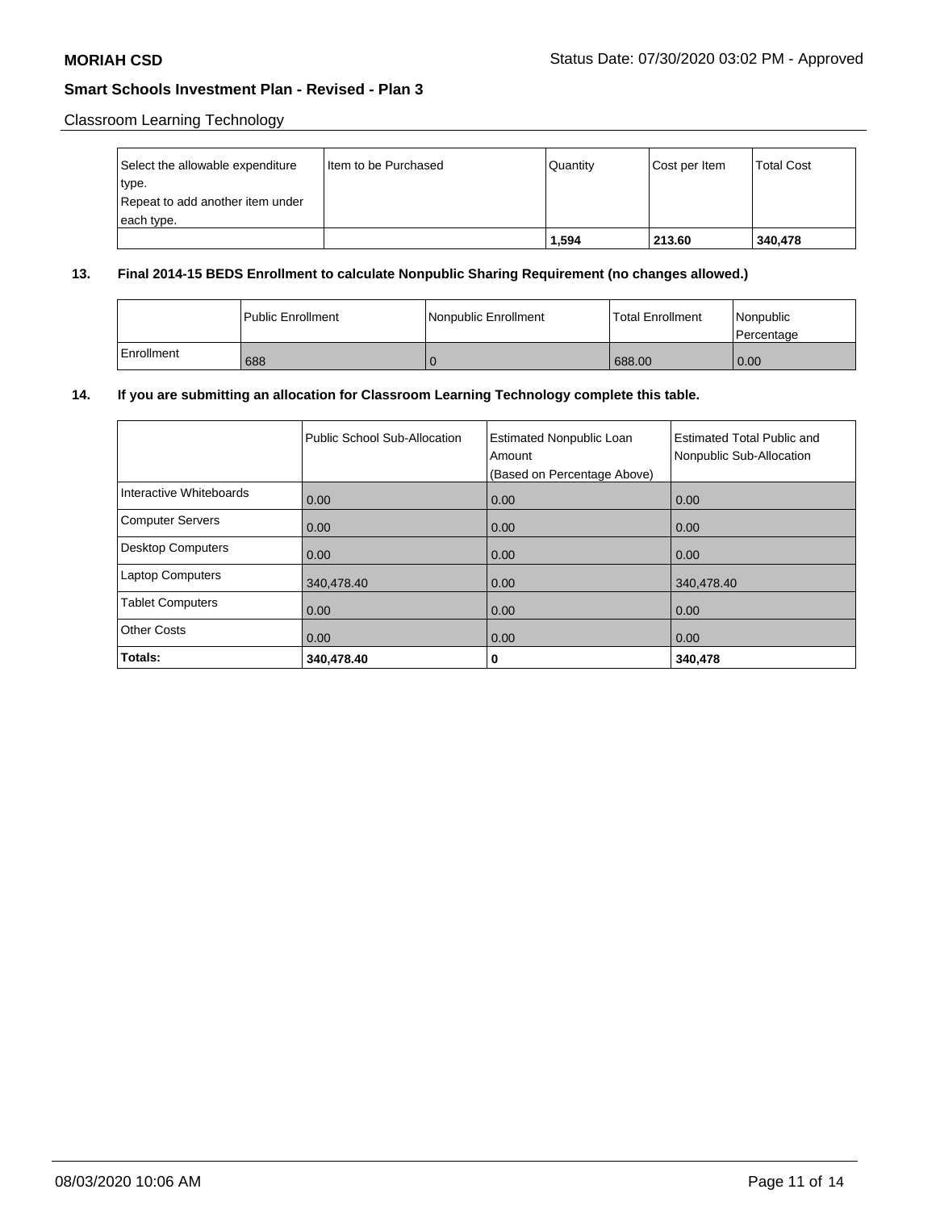Classroom Learning Technology

| Select the allowable expenditure type. Repeat to add another item under each type. | Item to be Purchased | Quantity | Cost per Item | Total Cost |
|---|---|---|---|---|
| | | **1,594** | **213.60** | **340,478** |

**13. Final 2014-15 BEDS Enrollment to calculate Nonpublic Sharing Requirement (no changes allowed.)**

| | Public Enrollment | Nonpublic Enrollment | Total Enrollment | Nonpublic Percentage |
|---|---|---|---|---|
| Enrollment | 688 | 0 | 688.00 | 0.00 |

**14. If you are submitting an allocation for Classroom Learning Technology complete this table.**

| | Public School Sub-Allocation | Estimated Nonpublic Loan Amount (Based on Percentage Above) | Estimated Total Public and Nonpublic Sub-Allocation |
|---|---|---|---|
| Interactive Whiteboards | 0.00 | 0.00 | 0.00 |
| Computer Servers | 0.00 | 0.00 | 0.00 |
| Desktop Computers | 0.00 | 0.00 | 0.00 |
| Laptop Computers | 340,478.40 | 0.00 | 340,478.40 |
| Tablet Computers | 0.00 | 0.00 | 0.00 |
| Other Costs | 0.00 | 0.00 | 0.00 |
| **Totals:** | **340,478.40** | **0** | **340,478** |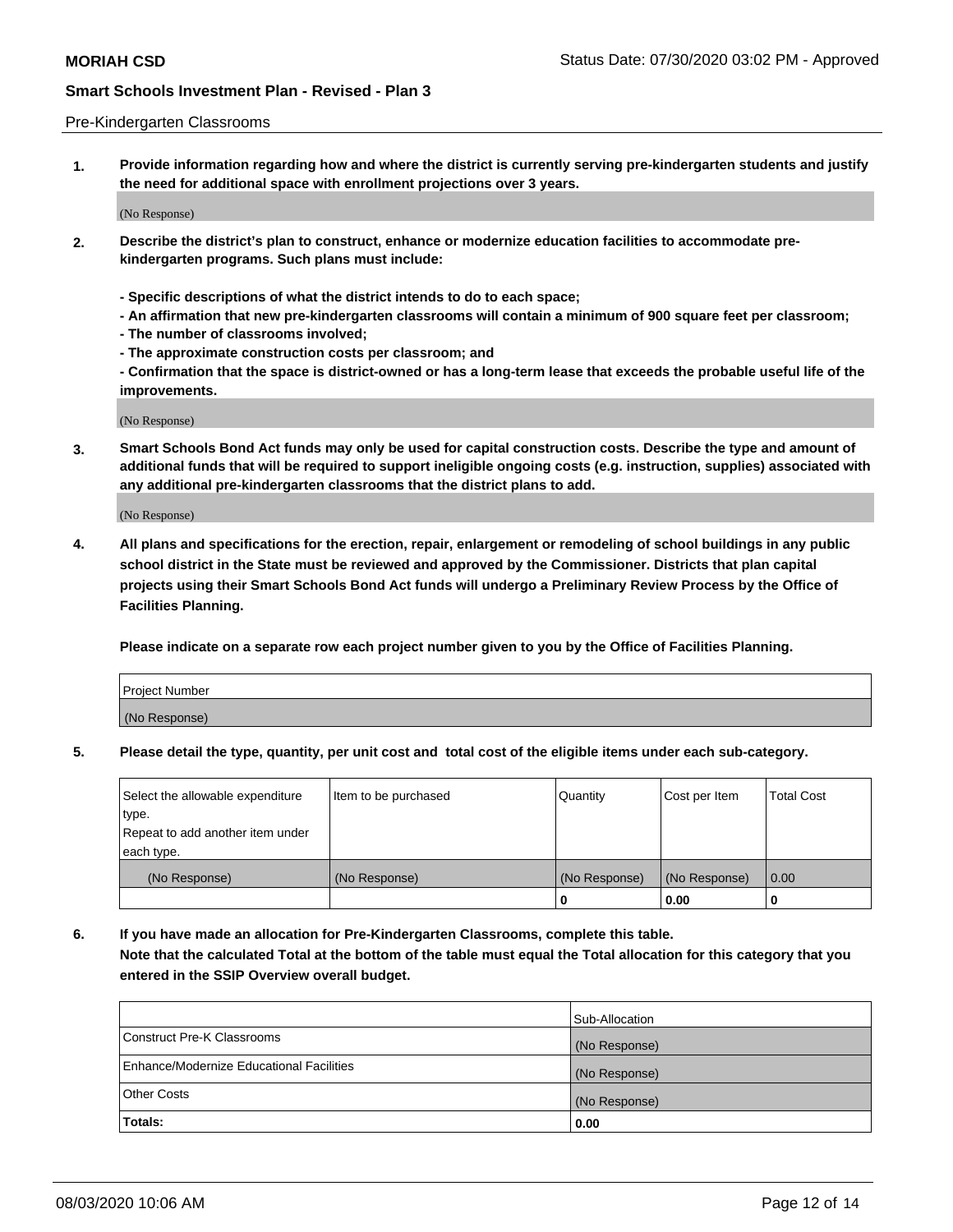Pre-Kindergarten Classrooms

**1. Provide information regarding how and where the district is currently serving pre-kindergarten students and justify the need for additional space with enrollment projections over 3 years.**

(No Response)

**2. Describe the district's plan to construct, enhance or modernize education facilities to accommodate pre-kindergarten programs. Such plans must include:**

**- Specific descriptions of what the district intends to do to each space;**
**- An affirmation that new pre-kindergarten classrooms will contain a minimum of 900 square feet per classroom;**
**- The number of classrooms involved;**
**- The approximate construction costs per classroom; and**
**- Confirmation that the space is district-owned or has a long-term lease that exceeds the probable useful life of the improvements.**

(No Response)

**3. Smart Schools Bond Act funds may only be used for capital construction costs. Describe the type and amount of additional funds that will be required to support ineligible ongoing costs (e.g. instruction, supplies) associated with any additional pre-kindergarten classrooms that the district plans to add.**

(No Response)

**4. All plans and specifications for the erection, repair, enlargement or remodeling of school buildings in any public school district in the State must be reviewed and approved by the Commissioner. Districts that plan capital projects using their Smart Schools Bond Act funds will undergo a Preliminary Review Process by the Office of Facilities Planning.**

**Please indicate on a separate row each project number given to you by the Office of Facilities Planning.**

| Project Number |
| --- |
| (No Response) |

**5. Please detail the type, quantity, per unit cost and total cost of the eligible items under each sub-category.**

| Select the allowable expenditure type. Repeat to add another item under each type. | Item to be purchased | Quantity | Cost per Item | Total Cost |
| --- | --- | --- | --- | --- |
| (No Response) | (No Response) | (No Response) | (No Response) | 0.00 |
| | | 0 | 0.00 | 0 |

**6. If you have made an allocation for Pre-Kindergarten Classrooms, complete this table.**
**Note that the calculated Total at the bottom of the table must equal the Total allocation for this category that you entered in the SSIP Overview overall budget.**

| | Sub-Allocation |
| --- | --- |
| Construct Pre-K Classrooms | (No Response) |
| Enhance/Modernize Educational Facilities | (No Response) |
| Other Costs | (No Response) |
| **Totals:** | **0.00** |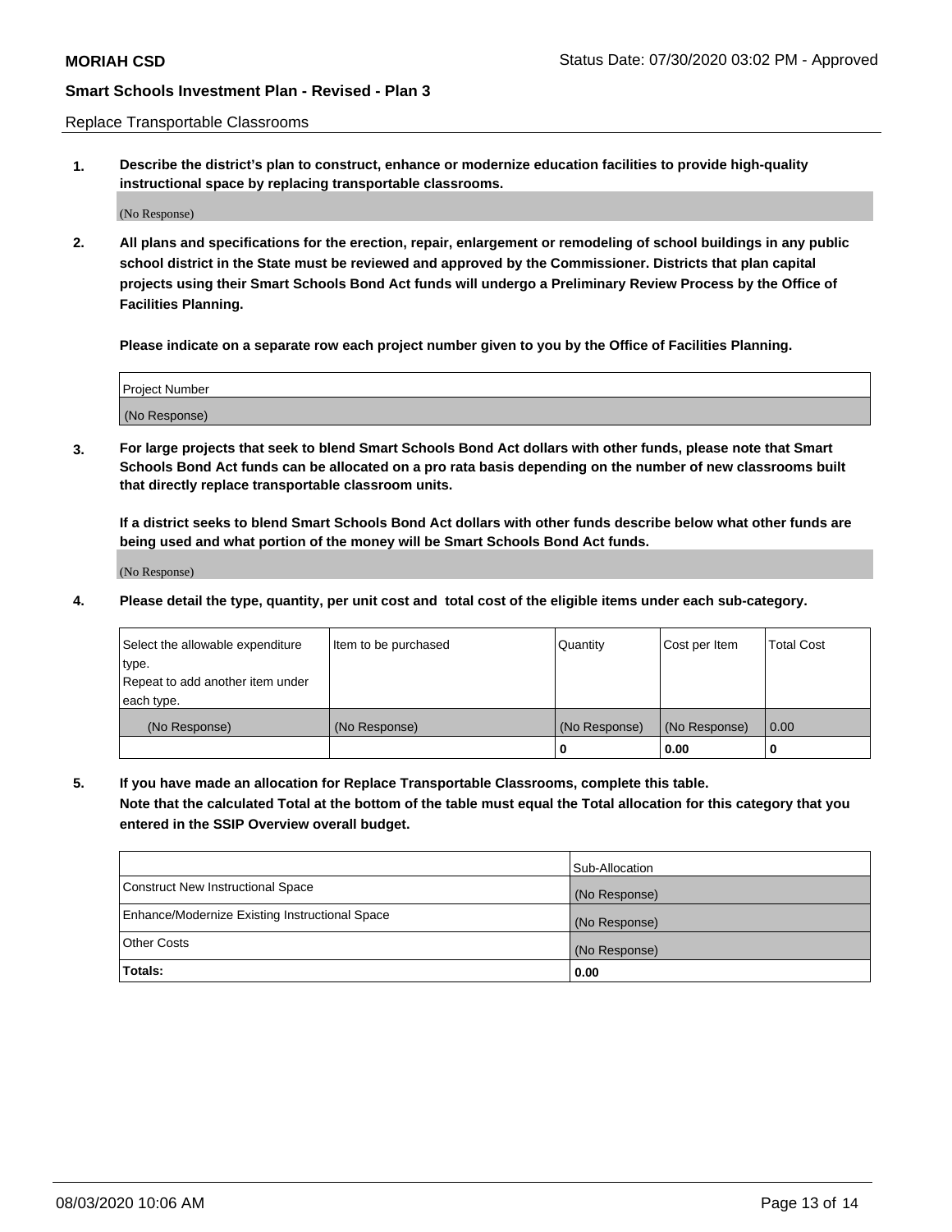Replace Transportable Classrooms

1. **Describe the district's plan to construct, enhance or modernize education facilities to provide high-quality instructional space by replacing transportable classrooms.**

(No Response)

2. **All plans and specifications for the erection, repair, enlargement or remodeling of school buildings in any public school district in the State must be reviewed and approved by the Commissioner. Districts that plan capital projects using their Smart Schools Bond Act funds will undergo a Preliminary Review Process by the Office of Facilities Planning.**

**Please indicate on a separate row each project number given to you by the Office of Facilities Planning.**

| Project Number |
|---|
| (No Response) |

3. **For large projects that seek to blend Smart Schools Bond Act dollars with other funds, please note that Smart Schools Bond Act funds can be allocated on a pro rata basis depending on the number of new classrooms built that directly replace transportable classroom units.**

**If a district seeks to blend Smart Schools Bond Act dollars with other funds describe below what other funds are being used and what portion of the money will be Smart Schools Bond Act funds.**

(No Response)

4. **Please detail the type, quantity, per unit cost and total cost of the eligible items under each sub-category.**

| Select the allowable expenditure type. Repeat to add another item under each type. | Item to be purchased | Quantity | Cost per Item | Total Cost |
|---|---|---|---|---|
| (No Response) | (No Response) | (No Response) | (No Response) | 0.00 |
| | | 0 | 0.00 | 0 |

5. **If you have made an allocation for Replace Transportable Classrooms, complete this table.**
**Note that the calculated Total at the bottom of the table must equal the Total allocation for this category that you entered in the SSIP Overview overall budget.**

| | Sub-Allocation |
|---|---|
| Construct New Instructional Space | (No Response) |
| Enhance/Modernize Existing Instructional Space | (No Response) |
| Other Costs | (No Response) |
| **Totals:** | **0.00** |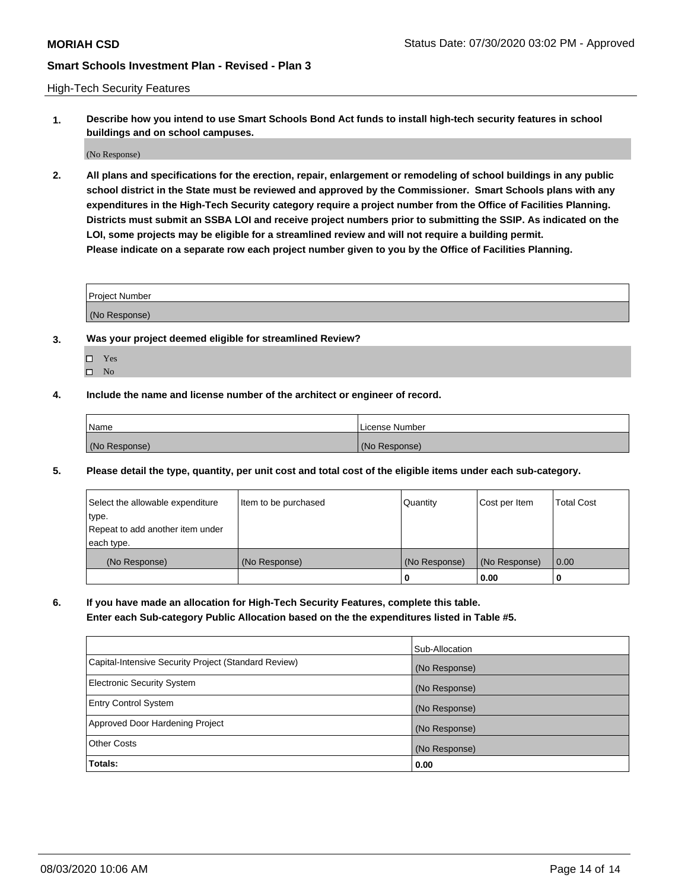High-Tech Security Features

**1. Describe how you intend to use Smart Schools Bond Act funds to install high-tech security features in school buildings and on school campuses.**

(No Response)

**2. All plans and specifications for the erection, repair, enlargement or remodeling of school buildings in any public school district in the State must be reviewed and approved by the Commissioner. Smart Schools plans with any expenditures in the High-Tech Security category require a project number from the Office of Facilities Planning. Districts must submit an SSBA LOI and receive project numbers prior to submitting the SSIP. As indicated on the LOI, some projects may be eligible for a streamlined review and will not require a building permit. Please indicate on a separate row each project number given to you by the Office of Facilities Planning.**

| Project Number |
|---|
| (No Response) |

**3. Was your project deemed eligible for streamlined Review?**

- ☐ Yes
- ☐ No

**4. Include the name and license number of the architect or engineer of record.**

| Name | License Number |
|---|---|
| (No Response) | (No Response) |

**5. Please detail the type, quantity, per unit cost and total cost of the eligible items under each sub-category.**

| Select the allowable expenditure type. Repeat to add another item under each type. | Item to be purchased | Quantity | Cost per Item | Total Cost |
|---|---|---|---|---|
| (No Response) | (No Response) | (No Response) | (No Response) | 0.00 |
| | | 0 | 0.00 | 0 |

**6. If you have made an allocation for High-Tech Security Features, complete this table. Enter each Sub-category Public Allocation based on the the expenditures listed in Table #5.**

| | Sub-Allocation |
|---|---|
| Capital-Intensive Security Project (Standard Review) | (No Response) |
| Electronic Security System | (No Response) |
| Entry Control System | (No Response) |
| Approved Door Hardening Project | (No Response) |
| Other Costs | (No Response) |
| **Totals:** | **0.00** |